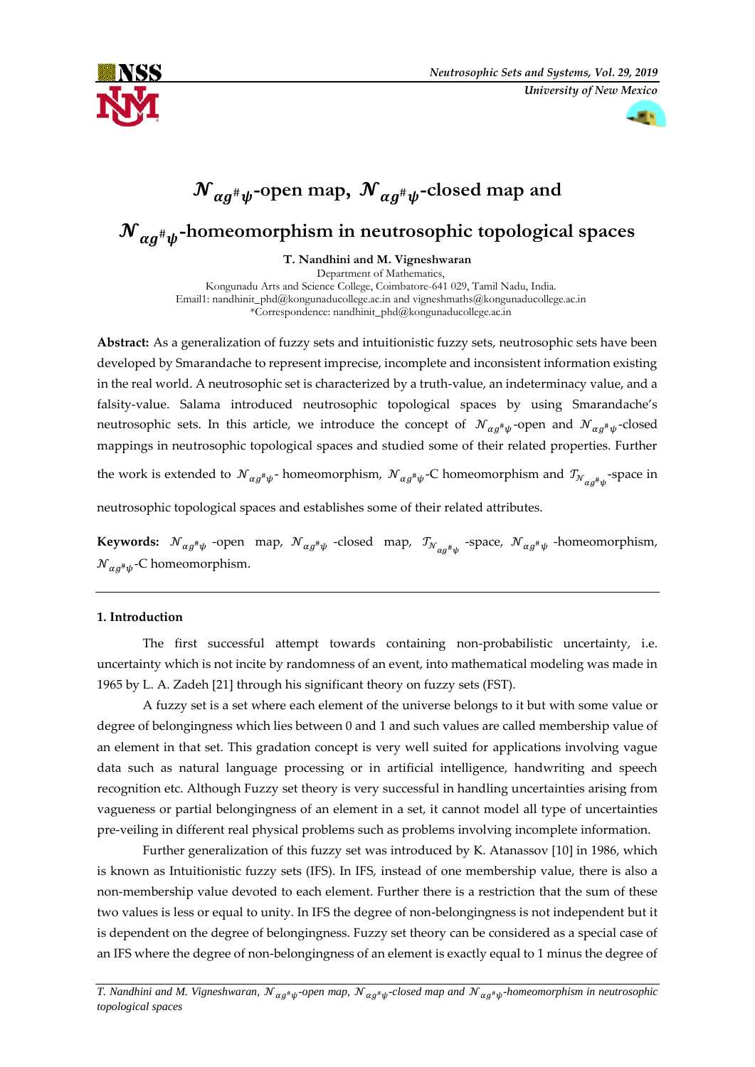# $\mathcal{N}_{\alpha g^{\#}\psi}$-open map, $\mathcal{N}_{\alpha g^{\#}\psi}$-closed map and $\mathcal{N}_{\alpha g^{\#}\psi}$-homeomorphism in neutrosophic topological spaces

**T. Nandhini and M. Vigneshwaran**

Department of Mathematics,
Kongunadu Arts and Science College, Coimbatore-641 029, Tamil Nadu, India.
Email1: nandhinit_phd@kongunaducollege.ac.in and vigneshmaths@kongunaducollege.ac.in
*Correspondence: nandhinit_phd@kongunaducollege.ac.in

**Abstract:** As a generalization of fuzzy sets and intuitionistic fuzzy sets, neutrosophic sets have been developed by Smarandache to represent imprecise, incomplete and inconsistent information existing in the real world. A neutrosophic set is characterized by a truth-value, an indeterminacy value, and a falsity-value. Salama introduced neutrosophic topological spaces by using Smarandache's neutrosophic sets. In this article, we introduce the concept of $\mathcal{N}_{\alpha g^{\#}\psi}$-open and $\mathcal{N}_{\alpha g^{\#}\psi}$-closed mappings in neutrosophic topological spaces and studied some of their related properties. Further the work is extended to $\mathcal{N}_{\alpha g^{\#}\psi}$- homeomorphism, $\mathcal{N}_{\alpha g^{\#}\psi}$-C homeomorphism and $\mathcal{T}_{\mathcal{N}_{\alpha g^{\#}\psi}}$-space in neutrosophic topological spaces and establishes some of their related attributes.

**Keywords:** $\mathcal{N}_{\alpha g^{\#}\psi}$ -open map, $\mathcal{N}_{\alpha g^{\#}\psi}$ -closed map, $\mathcal{T}_{\mathcal{N}_{\alpha g^{\#}\psi}}$ -space, $\mathcal{N}_{\alpha g^{\#}\psi}$ -homeomorphism, $\mathcal{N}_{\alpha g^{\#}\psi}$-C homeomorphism.

## 1. Introduction

The first successful attempt towards containing non-probabilistic uncertainty, i.e. uncertainty which is not incite by randomness of an event, into mathematical modeling was made in 1965 by L. A. Zadeh [21] through his significant theory on fuzzy sets (FST).

A fuzzy set is a set where each element of the universe belongs to it but with some value or degree of belongingness which lies between 0 and 1 and such values are called membership value of an element in that set. This gradation concept is very well suited for applications involving vague data such as natural language processing or in artificial intelligence, handwriting and speech recognition etc. Although Fuzzy set theory is very successful in handling uncertainties arising from vagueness or partial belongingness of an element in a set, it cannot model all type of uncertainties pre-veiling in different real physical problems such as problems involving incomplete information.

Further generalization of this fuzzy set was introduced by K. Atanassov [10] in 1986, which is known as Intuitionistic fuzzy sets (IFS). In IFS, instead of one membership value, there is also a non-membership value devoted to each element. Further there is a restriction that the sum of these two values is less or equal to unity. In IFS the degree of non-belongingness is not independent but it is dependent on the degree of belongingness. Fuzzy set theory can be considered as a special case of an IFS where the degree of non-belongingness of an element is exactly equal to 1 minus the degree of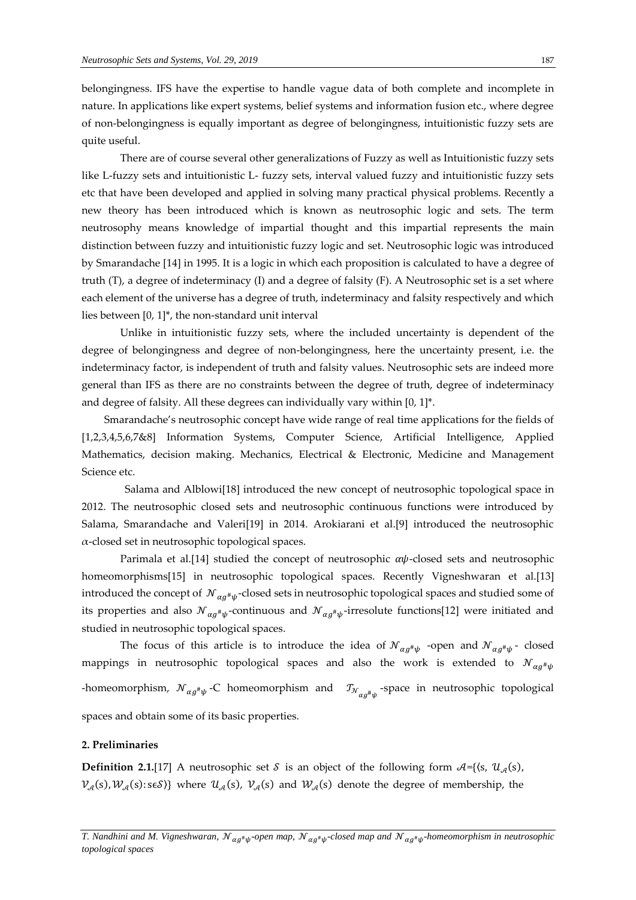belongingness. IFS have the expertise to handle vague data of both complete and incomplete in nature. In applications like expert systems, belief systems and information fusion etc., where degree of non-belongingness is equally important as degree of belongingness, intuitionistic fuzzy sets are quite useful.

There are of course several other generalizations of Fuzzy as well as Intuitionistic fuzzy sets like L-fuzzy sets and intuitionistic L- fuzzy sets, interval valued fuzzy and intuitionistic fuzzy sets etc that have been developed and applied in solving many practical physical problems. Recently a new theory has been introduced which is known as neutrosophic logic and sets. The term neutrosophy means knowledge of impartial thought and this impartial represents the main distinction between fuzzy and intuitionistic fuzzy logic and set. Neutrosophic logic was introduced by Smarandache [14] in 1995. It is a logic in which each proposition is calculated to have a degree of truth (T), a degree of indeterminacy (I) and a degree of falsity (F). A Neutrosophic set is a set where each element of the universe has a degree of truth, indeterminacy and falsity respectively and which lies between [0, 1]*, the non-standard unit interval

Unlike in intuitionistic fuzzy sets, where the included uncertainty is dependent of the degree of belongingness and degree of non-belongingness, here the uncertainty present, i.e. the indeterminacy factor, is independent of truth and falsity values. Neutrosophic sets are indeed more general than IFS as there are no constraints between the degree of truth, degree of indeterminacy and degree of falsity. All these degrees can individually vary within [0, 1]*.

Smarandache's neutrosophic concept have wide range of real time applications for the fields of [1,2,3,4,5,6,7&8] Information Systems, Computer Science, Artificial Intelligence, Applied Mathematics, decision making. Mechanics, Electrical & Electronic, Medicine and Management Science etc.

Salama and Alblowi[18] introduced the new concept of neutrosophic topological space in 2012. The neutrosophic closed sets and neutrosophic continuous functions were introduced by Salama, Smarandache and Valeri[19] in 2014. Arokiarani et al.[9] introduced the neutrosophic $\alpha$-closed set in neutrosophic topological spaces.

Parimala et al.[14] studied the concept of neutrosophic $\alpha\psi$-closed sets and neutrosophic homeomorphisms[15] in neutrosophic topological spaces. Recently Vigneshwaran et al.[13] introduced the concept of $\mathcal{N}_{\alpha g^{\#}\psi}$-closed sets in neutrosophic topological spaces and studied some of its properties and also $\mathcal{N}_{\alpha g^{\#}\psi}$-continuous and $\mathcal{N}_{\alpha g^{\#}\psi}$-irresolute functions[12] were initiated and studied in neutrosophic topological spaces.

The focus of this article is to introduce the idea of $\mathcal{N}_{\alpha g^{\#}\psi}$ -open and $\mathcal{N}_{\alpha g^{\#}\psi}$- closed mappings in neutrosophic topological spaces and also the work is extended to $\mathcal{N}_{\alpha g^{\#}\psi}$ -homeomorphism, $\mathcal{N}_{\alpha g^{\#}\psi}$-C homeomorphism and $\mathcal{T}_{\mathcal{N}_{\alpha g^{\#}\psi}}$-space in neutrosophic topological spaces and obtain some of its basic properties.

## 2. Preliminaries

**Definition 2.1.**[17] A neutrosophic set $\mathcal{S}$ is an object of the following form $\mathcal{A}$={⟨s, $\mathcal{U}_{\mathcal{A}}(s)$, $\mathcal{V}_{\mathcal{A}}(s), \mathcal{W}_{\mathcal{A}}(s)$: s$\epsilon\mathcal{S}$⟩} where $\mathcal{U}_{\mathcal{A}}(s)$, $\mathcal{V}_{\mathcal{A}}(s)$ and $\mathcal{W}_{\mathcal{A}}(s)$ denote the degree of membership, the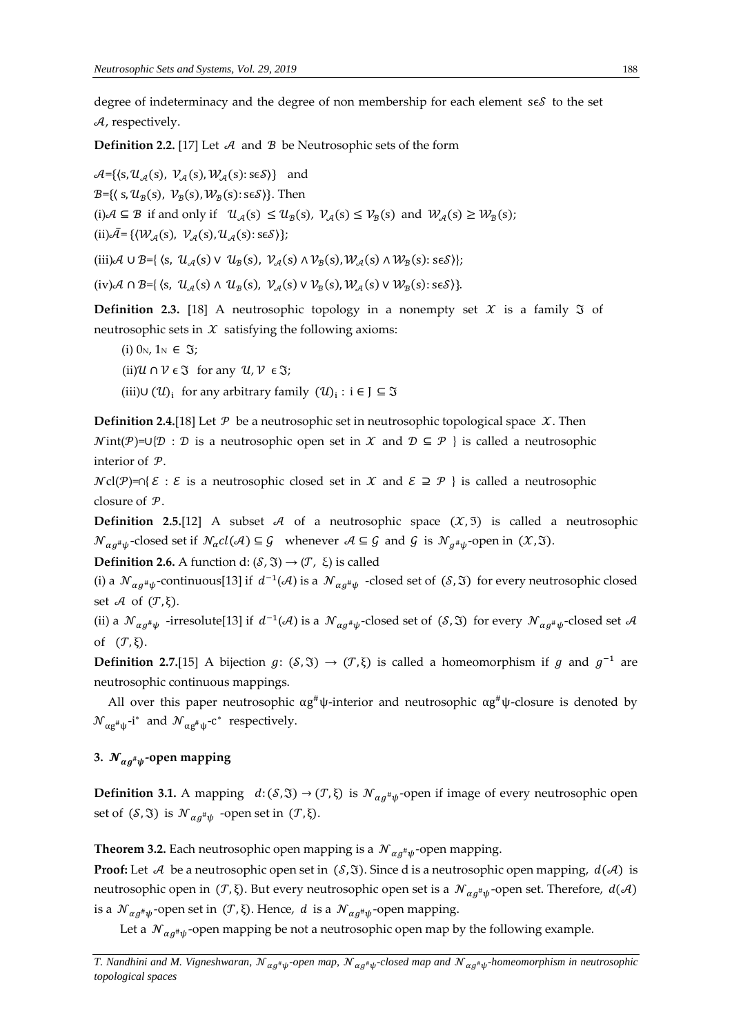degree of indeterminacy and the degree of non membership for each element $s \epsilon \mathcal{S}$ to the set $\mathcal{A}$, respectively.

**Definition 2.2.** [17] Let $\mathcal{A}$ and $\mathcal{B}$ be Neutrosophic sets of the form

$\mathcal{A}$={⟨s, $\mathcal{U}_{\mathcal{A}}(s)$, $\mathcal{V}_{\mathcal{A}}(s)$, $\mathcal{W}_{\mathcal{A}}(s)$: s$\epsilon\mathcal{S}$⟩} and

$\mathcal{B}$={⟨ s, $\mathcal{U}_{\mathcal{B}}(s)$, $\mathcal{V}_{\mathcal{B}}(s)$, $\mathcal{W}_{\mathcal{B}}(s)$: s$\epsilon\mathcal{S}$⟩}. Then

(i) $\mathcal{A} \subseteq \mathcal{B}$ if and only if $\mathcal{U}_{\mathcal{A}}(s) \leq \mathcal{U}_{\mathcal{B}}(s)$, $\mathcal{V}_{\mathcal{A}}(s) \leq \mathcal{V}_{\mathcal{B}}(s)$ and $\mathcal{W}_{\mathcal{A}}(s) \geq \mathcal{W}_{\mathcal{B}}(s)$;

(ii) $\bar{\mathcal{A}}$= {⟨$\mathcal{W}_{\mathcal{A}}(s)$, $\mathcal{V}_{\mathcal{A}}(s)$, $\mathcal{U}_{\mathcal{A}}(s)$: s$\epsilon\mathcal{S}$⟩};

(iii) $\mathcal{A} \cup \mathcal{B}$={ ⟨s, $\mathcal{U}_{\mathcal{A}}(s) \vee \mathcal{U}_{\mathcal{B}}(s)$, $\mathcal{V}_{\mathcal{A}}(s) \wedge \mathcal{V}_{\mathcal{B}}(s)$, $\mathcal{W}_{\mathcal{A}}(s) \wedge \mathcal{W}_{\mathcal{B}}(s)$: s$\epsilon\mathcal{S}$⟩};

(iv) $\mathcal{A} \cap \mathcal{B}$={ ⟨s, $\mathcal{U}_{\mathcal{A}}(s) \wedge \mathcal{U}_{\mathcal{B}}(s)$, $\mathcal{V}_{\mathcal{A}}(s) \vee \mathcal{V}_{\mathcal{B}}(s)$, $\mathcal{W}_{\mathcal{A}}(s) \vee \mathcal{W}_{\mathcal{B}}(s)$: s$\epsilon\mathcal{S}$⟩}.

**Definition 2.3.** [18] A neutrosophic topology in a nonempty set $\mathcal{X}$ is a family $\mathfrak{I}$ of neutrosophic sets in $\mathcal{X}$ satisfying the following axioms:

(i) $0_N$, $1_N \in \mathfrak{I}$;

(ii) $\mathcal{U} \cap \mathcal{V} \epsilon \mathfrak{I}$ for any $\mathcal{U}, \mathcal{V} \epsilon \mathfrak{I}$;

(iii) $\cup (\mathcal{U})_i$ for any arbitrary family $(\mathcal{U})_i$ : $i \in J \subseteq \mathfrak{I}$

**Definition 2.4.** [18] Let $\mathcal{P}$ be a neutrosophic set in neutrosophic topological space $\mathcal{X}$. Then $\mathcal{N}$int($\mathcal{P}$)=∪{$\mathcal{D}$ : $\mathcal{D}$ is a neutrosophic open set in $\mathcal{X}$ and $\mathcal{D} \subseteq \mathcal{P}$ } is called a neutrosophic interior of $\mathcal{P}$.

$\mathcal{N}$cl($\mathcal{P}$)=∩{ $\mathcal{E}$ : $\mathcal{E}$ is a neutrosophic closed set in $\mathcal{X}$ and $\mathcal{E} \supseteq \mathcal{P}$ } is called a neutrosophic closure of $\mathcal{P}$.

**Definition 2.5.** [12] A subset $\mathcal{A}$ of a neutrosophic space $(\mathcal{X}, \mathfrak{I})$ is called a neutrosophic $\mathcal{N}_{\alpha g^{\#}\psi}$-closed set if $\mathcal{N}_{\alpha}cl(\mathcal{A}) \subseteq \mathcal{G}$ whenever $\mathcal{A} \subseteq \mathcal{G}$ and $\mathcal{G}$ is $\mathcal{N}_{g^{\#}\psi}$-open in $(\mathcal{X}, \mathfrak{I})$.

**Definition 2.6.** A function d: $(\mathcal{S}, \mathfrak{I}) \rightarrow (\mathcal{T}, \xi)$ is called

(i) a $\mathcal{N}_{\alpha g^{\#}\psi}$-continuous[13] if $d^{-1}(\mathcal{A})$ is a $\mathcal{N}_{\alpha g^{\#}\psi}$ -closed set of $(\mathcal{S}, \mathfrak{I})$ for every neutrosophic closed set $\mathcal{A}$ of $(\mathcal{T}, \xi)$.

(ii) a $\mathcal{N}_{\alpha g^{\#}\psi}$ -irresolute[13] if $d^{-1}(\mathcal{A})$ is a $\mathcal{N}_{\alpha g^{\#}\psi}$-closed set of $(\mathcal{S}, \mathfrak{I})$ for every $\mathcal{N}_{\alpha g^{\#}\psi}$-closed set $\mathcal{A}$ of $(\mathcal{T}, \xi)$.

**Definition 2.7.** [15] A bijection $g$: $(\mathcal{S}, \mathfrak{I}) \rightarrow (\mathcal{T}, \xi)$ is called a homeomorphism if $g$ and $g^{-1}$ are neutrosophic continuous mappings.

All over this paper neutrosophic $\alpha g^{\#}\psi$-interior and neutrosophic $\alpha g^{\#}\psi$-closure is denoted by $\mathcal{N}_{\alpha g^{\#}\psi}$-$i^*$ and $\mathcal{N}_{\alpha g^{\#}\psi}$-$c^*$ respectively.

## 3. $\mathcal{N}_{\alpha g^{\#}\psi}$-open mapping

**Definition 3.1.** A mapping $d: (\mathcal{S}, \mathfrak{I}) \rightarrow (\mathcal{T}, \xi)$ is $\mathcal{N}_{\alpha g^{\#}\psi}$-open if image of every neutrosophic open set of $(\mathcal{S}, \mathfrak{I})$ is $\mathcal{N}_{\alpha g^{\#}\psi}$ -open set in $(\mathcal{T}, \xi)$.

**Theorem 3.2.** Each neutrosophic open mapping is a $\mathcal{N}_{\alpha g^{\#}\psi}$-open mapping.

**Proof:** Let $\mathcal{A}$ be a neutrosophic open set in $(\mathcal{S}, \mathfrak{I})$. Since d is a neutrosophic open mapping, $d(\mathcal{A})$ is neutrosophic open in $(\mathcal{T}, \xi)$. But every neutrosophic open set is a $\mathcal{N}_{\alpha g^{\#}\psi}$-open set. Therefore, $d(\mathcal{A})$ is a $\mathcal{N}_{\alpha g^{\#}\psi}$-open set in $(\mathcal{T}, \xi)$. Hence, $d$ is a $\mathcal{N}_{\alpha g^{\#}\psi}$-open mapping.

Let a $\mathcal{N}_{\alpha g^{\#}\psi}$-open mapping be not a neutrosophic open map by the following example.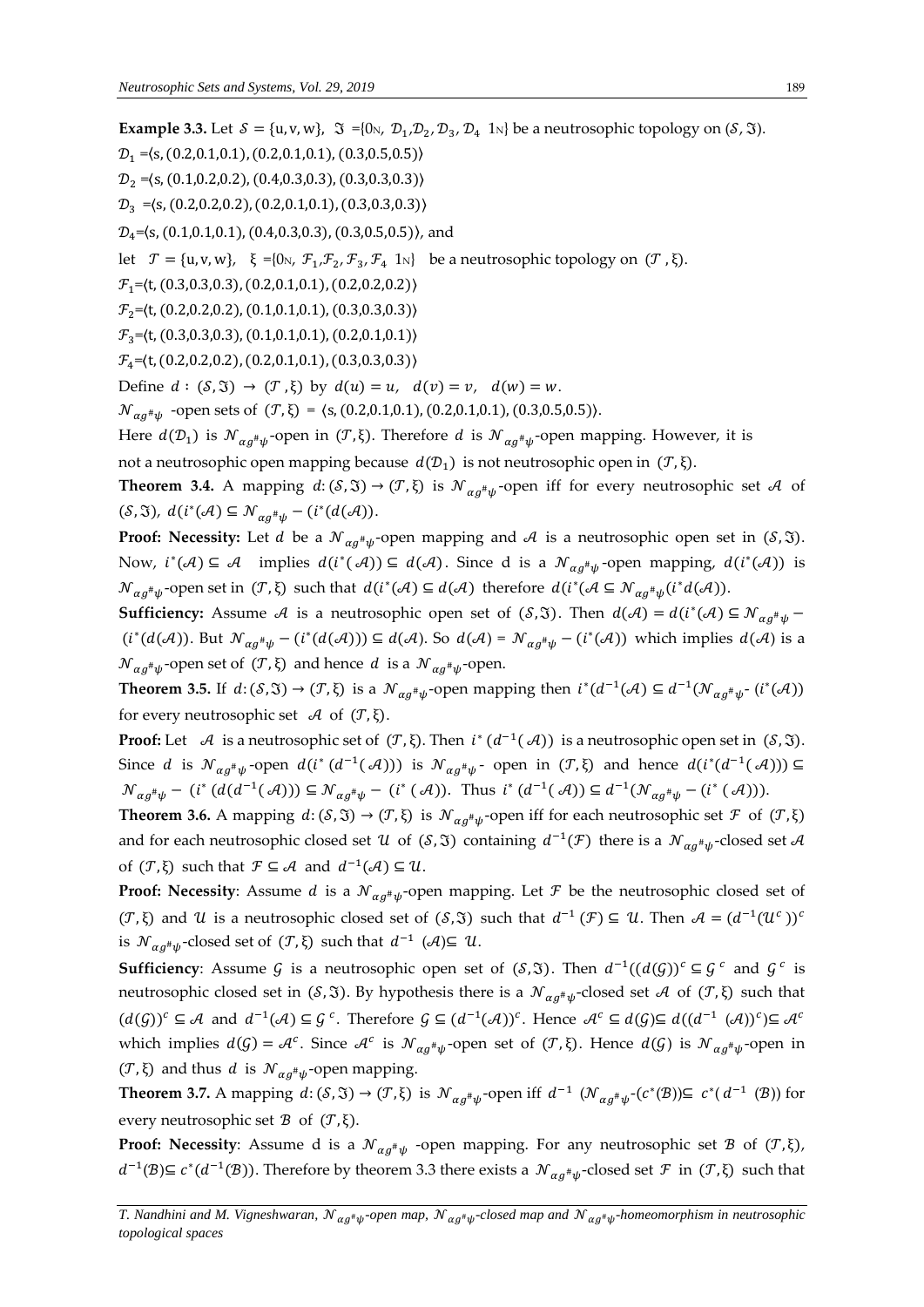**Example 3.3.** Let $\mathcal{S} = \{u, v, w\}$, $\mathfrak{J} = \{0_N, \mathcal{D}_1, \mathcal{D}_2, \mathcal{D}_3, \mathcal{D}_4\ 1_N\}$ be a neutrosophic topology on $(\mathcal{S}, \mathfrak{J})$.

$\mathcal{D}_1 = \langle s, (0.2,0.1,0.1), (0.2,0.1,0.1), (0.3,0.5,0.5)\rangle$

$\mathcal{D}_2 = \langle s, (0.1,0.2,0.2), (0.4,0.3,0.3), (0.3,0.3,0.3)\rangle$

$\mathcal{D}_3 = \langle s, (0.2,0.2,0.2), (0.2,0.1,0.1), (0.3,0.3,0.3)\rangle$

$\mathcal{D}_4 = \langle s, (0.1,0.1,0.1), (0.4,0.3,0.3), (0.3,0.5,0.5)\rangle$, and

let $\mathcal{T} = \{u, v, w\}$, $\xi = \{0_N, \mathcal{F}_1, \mathcal{F}_2, \mathcal{F}_3, \mathcal{F}_4\ 1_N\}$ be a neutrosophic topology on $(\mathcal{T}, \xi)$.

$\mathcal{F}_1 = \langle t, (0.3,0.3,0.3), (0.2,0.1,0.1), (0.2,0.2,0.2)\rangle$

$\mathcal{F}_2 = \langle t, (0.2,0.2,0.2), (0.1,0.1,0.1), (0.3,0.3,0.3)\rangle$

$\mathcal{F}_3 = \langle t, (0.3,0.3,0.3), (0.1,0.1,0.1), (0.2,0.1,0.1)\rangle$

$\mathcal{F}_4 = \langle t, (0.2,0.2,0.2), (0.2,0.1,0.1), (0.3,0.3,0.3)\rangle$

Define $d : (\mathcal{S}, \mathfrak{J}) \to (\mathcal{T}, \xi)$ by $d(u) = u$, $d(v) = v$, $d(w) = w$.

$\mathcal{N}_{\alpha g^{\#}\psi}$ -open sets of $(\mathcal{T}, \xi) = \langle s, (0.2,0.1,0.1), (0.2,0.1,0.1), (0.3,0.5,0.5)\rangle$.

Here $d(\mathcal{D}_1)$ is $\mathcal{N}_{\alpha g^{\#}\psi}$-open in $(\mathcal{T}, \xi)$. Therefore $d$ is $\mathcal{N}_{\alpha g^{\#}\psi}$-open mapping. However, it is not a neutrosophic open mapping because $d(\mathcal{D}_1)$ is not neutrosophic open in $(\mathcal{T}, \xi)$.

**Theorem 3.4.** A mapping $d: (\mathcal{S}, \mathfrak{J}) \to (\mathcal{T}, \xi)$ is $\mathcal{N}_{\alpha g^{\#}\psi}$-open iff for every neutrosophic set $\mathcal{A}$ of $(\mathcal{S}, \mathfrak{J})$, $d(i^*(\mathcal{A})) \subseteq \mathcal{N}_{\alpha g^{\#}\psi} - (i^*(d(\mathcal{A}))$.

**Proof: Necessity:** Let $d$ be a $\mathcal{N}_{\alpha g^{\#}\psi}$-open mapping and $\mathcal{A}$ is a neutrosophic open set in $(\mathcal{S}, \mathfrak{J})$. Now, $i^*(\mathcal{A}) \subseteq \mathcal{A}$ implies $d(i^*(\mathcal{A})) \subseteq d(\mathcal{A})$. Since d is a $\mathcal{N}_{\alpha g^{\#}\psi}$-open mapping, $d(i^*(\mathcal{A}))$ is $\mathcal{N}_{\alpha g^{\#}\psi}$-open set in $(\mathcal{T}, \xi)$ such that $d(i^*(\mathcal{A}) \subseteq d(\mathcal{A})$ therefore $d(i^*(\mathcal{A} \subseteq \mathcal{N}_{\alpha g^{\#}\psi}(i^* d(\mathcal{A}))$.

**Sufficiency:** Assume $\mathcal{A}$ is a neutrosophic open set of $(\mathcal{S}, \mathfrak{J})$. Then $d(\mathcal{A}) = d(i^*(\mathcal{A}) \subseteq \mathcal{N}_{\alpha g^{\#}\psi} - (i^*(d(\mathcal{A}))$. But $\mathcal{N}_{\alpha g^{\#}\psi} - (i^*(d(\mathcal{A}))) \subseteq d(\mathcal{A})$. So $d(\mathcal{A}) = \mathcal{N}_{\alpha g^{\#}\psi} - (i^*(\mathcal{A}))$ which implies $d(\mathcal{A})$ is a $\mathcal{N}_{\alpha g^{\#}\psi}$-open set of $(\mathcal{T}, \xi)$ and hence $d$ is a $\mathcal{N}_{\alpha g^{\#}\psi}$-open.

**Theorem 3.5.** If $d: (\mathcal{S}, \mathfrak{J}) \to (\mathcal{T}, \xi)$ is a $\mathcal{N}_{\alpha g^{\#}\psi}$-open mapping then $i^*(d^{-1}(\mathcal{A}) \subseteq d^{-1}(\mathcal{N}_{\alpha g^{\#}\psi}\text{-} (i^*(\mathcal{A}))$ for every neutrosophic set $\mathcal{A}$ of $(\mathcal{T}, \xi)$.

**Proof:** Let $\mathcal{A}$ is a neutrosophic set of $(\mathcal{T}, \xi)$. Then $i^*(d^{-1}(\mathcal{A}))$ is a neutrosophic open set in $(\mathcal{S}, \mathfrak{J})$. Since $d$ is $\mathcal{N}_{\alpha g^{\#}\psi}$-open $d(i^*(d^{-1}(\mathcal{A})))$ is $\mathcal{N}_{\alpha g^{\#}\psi}$- open in $(\mathcal{T}, \xi)$ and hence $d(i^*(d^{-1}(\mathcal{A}))) \subseteq \mathcal{N}_{\alpha g^{\#}\psi} - (i^*(d(d^{-1}(\mathcal{A}))) \subseteq \mathcal{N}_{\alpha g^{\#}\psi} - (i^*(\mathcal{A}))$. Thus $i^*(d^{-1}(\mathcal{A})) \subseteq d^{-1}(\mathcal{N}_{\alpha g^{\#}\psi} - (i^*(\mathcal{A})))$.

**Theorem 3.6.** A mapping $d: (\mathcal{S}, \mathfrak{J}) \to (\mathcal{T}, \xi)$ is $\mathcal{N}_{\alpha g^{\#}\psi}$-open iff for each neutrosophic set $\mathcal{F}$ of $(\mathcal{T}, \xi)$ and for each neutrosophic closed set $\mathcal{U}$ of $(\mathcal{S}, \mathfrak{J})$ containing $d^{-1}(\mathcal{F})$ there is a $\mathcal{N}_{\alpha g^{\#}\psi}$-closed set $\mathcal{A}$ of $(\mathcal{T}, \xi)$ such that $\mathcal{F} \subseteq \mathcal{A}$ and $d^{-1}(\mathcal{A}) \subseteq \mathcal{U}$.

**Proof: Necessity**: Assume $d$ is a $\mathcal{N}_{\alpha g^{\#}\psi}$-open mapping. Let $\mathcal{F}$ be the neutrosophic closed set of $(\mathcal{T}, \xi)$ and $\mathcal{U}$ is a neutrosophic closed set of $(\mathcal{S}, \mathfrak{J})$ such that $d^{-1}(\mathcal{F}) \subseteq \mathcal{U}$. Then $\mathcal{A} = (d^{-1}(\mathcal{U}^c))^c$ is $\mathcal{N}_{\alpha g^{\#}\psi}$-closed set of $(\mathcal{T}, \xi)$ such that $d^{-1}(\mathcal{A}) \subseteq \mathcal{U}$.

**Sufficiency**: Assume $\mathcal{G}$ is a neutrosophic open set of $(\mathcal{S}, \mathfrak{J})$. Then $d^{-1}((d(\mathcal{G}))^c \subseteq \mathcal{G}^c$ and $\mathcal{G}^c$ is neutrosophic closed set in $(\mathcal{S}, \mathfrak{J})$. By hypothesis there is a $\mathcal{N}_{\alpha g^{\#}\psi}$-closed set $\mathcal{A}$ of $(\mathcal{T}, \xi)$ such that $(d(\mathcal{G}))^c \subseteq \mathcal{A}$ and $d^{-1}(\mathcal{A}) \subseteq \mathcal{G}^c$. Therefore $\mathcal{G} \subseteq (d^{-1}(\mathcal{A}))^c$. Hence $\mathcal{A}^c \subseteq d(\mathcal{G}) \subseteq d((d^{-1}(\mathcal{A}))^c) \subseteq \mathcal{A}^c$ which implies $d(\mathcal{G}) = \mathcal{A}^c$. Since $\mathcal{A}^c$ is $\mathcal{N}_{\alpha g^{\#}\psi}$-open set of $(\mathcal{T}, \xi)$. Hence $d(\mathcal{G})$ is $\mathcal{N}_{\alpha g^{\#}\psi}$-open in $(\mathcal{T}, \xi)$ and thus $d$ is $\mathcal{N}_{\alpha g^{\#}\psi}$-open mapping.

**Theorem 3.7.** A mapping $d: (\mathcal{S}, \mathfrak{J}) \to (\mathcal{T}, \xi)$ is $\mathcal{N}_{\alpha g^{\#}\psi}$-open iff $d^{-1}(\mathcal{N}_{\alpha g^{\#}\psi}\text{-}(c^*(\mathcal{B})) \subseteq c^*(d^{-1}(\mathcal{B}))$ for every neutrosophic set $\mathcal{B}$ of $(\mathcal{T}, \xi)$.

**Proof: Necessity**: Assume d is a $\mathcal{N}_{\alpha g^{\#}\psi}$ -open mapping. For any neutrosophic set $\mathcal{B}$ of $(\mathcal{T}, \xi)$, $d^{-1}(\mathcal{B}) \subseteq c^*(d^{-1}(\mathcal{B}))$. Therefore by theorem 3.3 there exists a $\mathcal{N}_{\alpha g^{\#}\psi}$-closed set $\mathcal{F}$ in $(\mathcal{T}, \xi)$ such that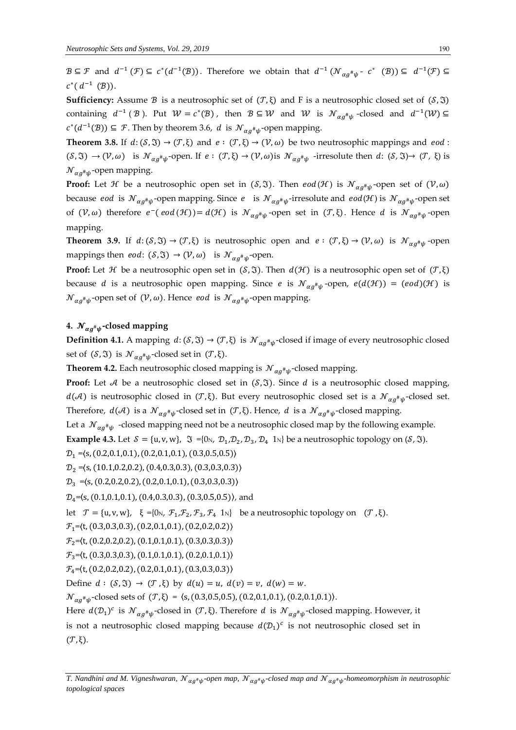$\mathcal{B} \subseteq \mathcal{F}$ and $d^{-1}(\mathcal{F}) \subseteq c^*(d^{-1}(\mathcal{B}))$. Therefore we obtain that $d^{-1}(\mathcal{N}_{\alpha g^{\#}\psi}\text{-} c^*(\mathcal{B})) \subseteq d^{-1}(\mathcal{F}) \subseteq c^*(d^{-1}(\mathcal{B}))$.

**Sufficiency:** Assume $\mathcal{B}$ is a neutrosophic set of $(\mathcal{T}, \xi)$ and F is a neutrosophic closed set of $(\mathcal{S}, \mathfrak{I})$ containing $d^{-1}(\mathcal{B})$. Put $\mathcal{W} = c^*(\mathcal{B})$, then $\mathcal{B} \subseteq \mathcal{W}$ and $\mathcal{W}$ is $\mathcal{N}_{\alpha g^{\#}\psi}$-closed and $d^{-1}(\mathcal{W}) \subseteq c^*(d^{-1}(\mathcal{B})) \subseteq \mathcal{F}$. Then by theorem 3.6, $d$ is $\mathcal{N}_{\alpha g^{\#}\psi}$-open mapping.

**Theorem 3.8.** If $d: (\mathcal{S}, \mathfrak{I}) \rightarrow (\mathcal{T}, \xi)$ and $e: (\mathcal{T}, \xi) \rightarrow (\mathcal{V}, \omega)$ be two neutrosophic mappings and $eod: (\mathcal{S}, \mathfrak{I}) \rightarrow (\mathcal{V}, \omega)$ is $\mathcal{N}_{\alpha g^{\#}\psi}$-open. If $e: (\mathcal{T}, \xi) \rightarrow (\mathcal{V}, \omega)$ is $\mathcal{N}_{\alpha g^{\#}\psi}$-irresolute then $d: (\mathcal{S}, \mathfrak{I}) \rightarrow (\mathcal{T}, \xi)$ is $\mathcal{N}_{\alpha g^{\#}\psi}$-open mapping.

**Proof:** Let $\mathcal{H}$ be a neutrosophic open set in $(\mathcal{S}, \mathfrak{I})$. Then $eod(\mathcal{H})$ is $\mathcal{N}_{\alpha g^{\#}\psi}$-open set of $(\mathcal{V}, \omega)$ because $eod$ is $\mathcal{N}_{\alpha g^{\#}\psi}$-open mapping. Since $e$ is $\mathcal{N}_{\alpha g^{\#}\psi}$-irresolute and $eod(\mathcal{H})$ is $\mathcal{N}_{\alpha g^{\#}\psi}$-open set of $(\mathcal{V}, \omega)$ therefore $e^{-}(eod(\mathcal{H})) = d(\mathcal{H})$ is $\mathcal{N}_{\alpha g^{\#}\psi}$-open set in $(\mathcal{T}, \xi)$. Hence $d$ is $\mathcal{N}_{\alpha g^{\#}\psi}$-open mapping.

**Theorem 3.9.** If $d: (\mathcal{S}, \mathfrak{I}) \rightarrow (\mathcal{T}, \xi)$ is neutrosophic open and $e: (\mathcal{T}, \xi) \rightarrow (\mathcal{V}, \omega)$ is $\mathcal{N}_{\alpha g^{\#}\psi}$-open mappings then $eod: (\mathcal{S}, \mathfrak{I}) \rightarrow (\mathcal{V}, \omega)$ is $\mathcal{N}_{\alpha g^{\#}\psi}$-open.

**Proof:** Let $\mathcal{H}$ be a neutrosophic open set in $(\mathcal{S}, \mathfrak{I})$. Then $d(\mathcal{H})$ is a neutrosophic open set of $(\mathcal{T}, \xi)$ because $d$ is a neutrosophic open mapping. Since $e$ is $\mathcal{N}_{\alpha g^{\#}\psi}$-open, $e(d(\mathcal{H})) = (eod)(\mathcal{H})$ is $\mathcal{N}_{\alpha g^{\#}\psi}$-open set of $(\mathcal{V}, \omega)$. Hence $eod$ is $\mathcal{N}_{\alpha g^{\#}\psi}$-open mapping.

## 4. $\mathcal{N}_{\alpha g^{\#}\psi}$-closed mapping

**Definition 4.1.** A mapping $d: (\mathcal{S}, \mathfrak{I}) \rightarrow (\mathcal{T}, \xi)$ is $\mathcal{N}_{\alpha g^{\#}\psi}$-closed if image of every neutrosophic closed set of $(\mathcal{S}, \mathfrak{I})$ is $\mathcal{N}_{\alpha g^{\#}\psi}$-closed set in $(\mathcal{T}, \xi)$.

**Theorem 4.2.** Each neutrosophic closed mapping is $\mathcal{N}_{\alpha g^{\#}\psi}$-closed mapping.

**Proof:** Let $\mathcal{A}$ be a neutrosophic closed set in $(\mathcal{S}, \mathfrak{I})$. Since $d$ is a neutrosophic closed mapping, $d(\mathcal{A})$ is neutrosophic closed in $(\mathcal{T}, \xi)$. But every neutrosophic closed set is a $\mathcal{N}_{\alpha g^{\#}\psi}$-closed set. Therefore, $d(\mathcal{A})$ is a $\mathcal{N}_{\alpha g^{\#}\psi}$-closed set in $(\mathcal{T}, \xi)$. Hence, $d$ is a $\mathcal{N}_{\alpha g^{\#}\psi}$-closed mapping.

Let a $\mathcal{N}_{\alpha g^{\#}\psi}$ -closed mapping need not be a neutrosophic closed map by the following example.

**Example 4.3.** Let $\mathcal{S} = \{u, v, w\}$, $\mathfrak{I} = \{0_N, \mathcal{D}_1, \mathcal{D}_2, \mathcal{D}_3, \mathcal{D}_4\ 1_N\}$ be a neutrosophic topology on $(\mathcal{S}, \mathfrak{I})$.

$\mathcal{D}_1 = \langle s, (0.2,0.1,0.1), (0.2,0.1,0.1), (0.3,0.5,0.5)\rangle$

$\mathcal{D}_2 = \langle s, (10.1,0.2,0.2), (0.4,0.3,0.3), (0.3,0.3,0.3)\rangle$

$\mathcal{D}_3 = \langle s, (0.2,0.2,0.2), (0.2,0.1,0.1), (0.3,0.3,0.3)\rangle$

$\mathcal{D}_4 = \langle s, (0.1,0.1,0.1), (0.4,0.3,0.3), (0.3,0.5,0.5)\rangle$, and

let $\mathcal{T} = \{u, v, w\}$, $\xi = \{0_N, \mathcal{F}_1, \mathcal{F}_2, \mathcal{F}_3, \mathcal{F}_4\ 1_N\}$ be a neutrosophic topology on $(\mathcal{T}, \xi)$.

$\mathcal{F}_1 = \langle t, (0.3,0.3,0.3), (0.2,0.1,0.1), (0.2,0.2,0.2)\rangle$

$\mathcal{F}_2 = \langle t, (0.2,0.2,0.2), (0.1,0.1,0.1), (0.3,0.3,0.3)\rangle$

$\mathcal{F}_3 = \langle t, (0.3,0.3,0.3), (0.1,0.1,0.1), (0.2,0.1,0.1)\rangle$

$\mathcal{F}_4 = \langle t, (0.2,0.2,0.2), (0.2,0.1,0.1), (0.3,0.3,0.3)\rangle$

Define $d: (\mathcal{S}, \mathfrak{I}) \rightarrow (\mathcal{T}, \xi)$ by $d(u) = u$, $d(v) = v$, $d(w) = w$.

$\mathcal{N}_{\alpha g^{\#}\psi}$-closed sets of $(\mathcal{T}, \xi) = \langle s, (0.3,0.5,0.5), (0.2,0.1,0.1), (0.2,0.1,0.1)\rangle$.

Here $d(\mathcal{D}_1)^c$ is $\mathcal{N}_{\alpha g^{\#}\psi}$-closed in $(\mathcal{T}, \xi)$. Therefore $d$ is $\mathcal{N}_{\alpha g^{\#}\psi}$-closed mapping. However, it is not a neutrosophic closed mapping because $d(\mathcal{D}_1)^c$ is not neutrosophic closed set in $(\mathcal{T}, \xi)$.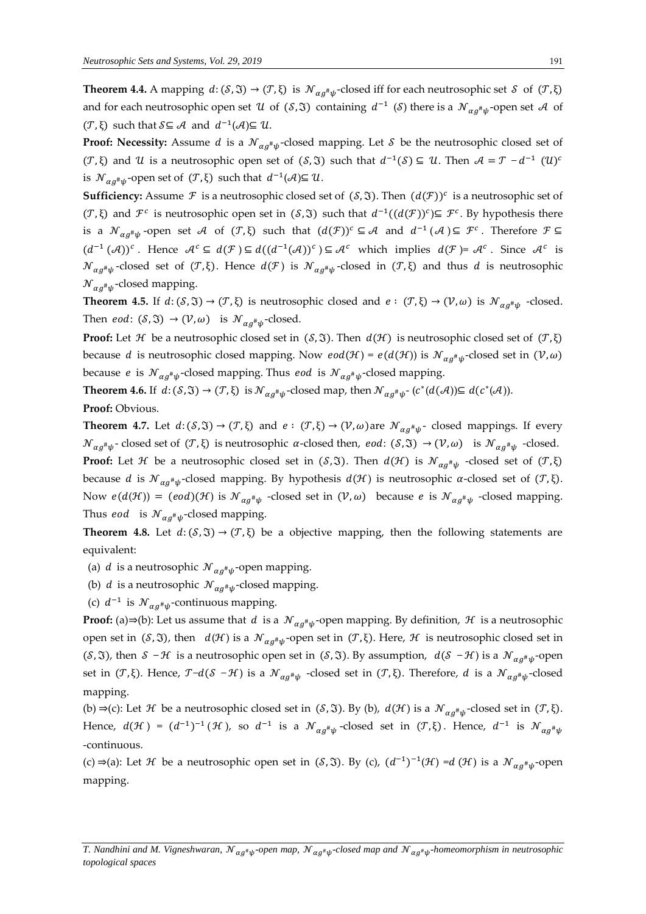**Theorem 4.4.** A mapping $d: (\mathcal{S}, \mathfrak{I}) \to (\mathcal{T}, \xi)$ is $\mathcal{N}_{\alpha g^{\#}\psi}$-closed iff for each neutrosophic set $\mathcal{S}$ of $(\mathcal{T}, \xi)$ and for each neutrosophic open set $\mathcal{U}$ of $(\mathcal{S}, \mathfrak{I})$ containing $d^{-1}$ $(\mathcal{S})$ there is a $\mathcal{N}_{\alpha g^{\#}\psi}$-open set $\mathcal{A}$ of $(\mathcal{T}, \xi)$ such that $\mathcal{S} \subseteq \mathcal{A}$ and $d^{-1}(\mathcal{A}) \subseteq \mathcal{U}$.

**Proof: Necessity:** Assume $d$ is a $\mathcal{N}_{\alpha g^{\#}\psi}$-closed mapping. Let $\mathcal{S}$ be the neutrosophic closed set of $(\mathcal{T}, \xi)$ and $\mathcal{U}$ is a neutrosophic open set of $(\mathcal{S}, \mathfrak{I})$ such that $d^{-1}(\mathcal{S}) \subseteq \mathcal{U}$. Then $\mathcal{A} = \mathcal{T} - d^{-1}$ $(\mathcal{U})^c$ is $\mathcal{N}_{\alpha g^{\#}\psi}$-open set of $(\mathcal{T}, \xi)$ such that $d^{-1}(\mathcal{A}) \subseteq \mathcal{U}$.

**Sufficiency:** Assume $\mathcal{F}$ is a neutrosophic closed set of $(\mathcal{S}, \mathfrak{I})$. Then $(d(\mathcal{F}))^c$ is a neutrosophic set of $(\mathcal{T}, \xi)$ and $\mathcal{F}^c$ is neutrosophic open set in $(\mathcal{S}, \mathfrak{I})$ such that $d^{-1}((d(\mathcal{F}))^c) \subseteq \mathcal{F}^c$. By hypothesis there is a $\mathcal{N}_{\alpha g^{\#}\psi}$-open set $\mathcal{A}$ of $(\mathcal{T}, \xi)$ such that $(d(\mathcal{F}))^c \subseteq \mathcal{A}$ and $d^{-1}(\mathcal{A}) \subseteq \mathcal{F}^c$. Therefore $\mathcal{F} \subseteq (d^{-1}(\mathcal{A}))^c$. Hence $\mathcal{A}^c \subseteq d(\mathcal{F}) \subseteq d((d^{-1}(\mathcal{A}))^c) \subseteq \mathcal{A}^c$ which implies $d(\mathcal{F}) = \mathcal{A}^c$. Since $\mathcal{A}^c$ is $\mathcal{N}_{\alpha g^{\#}\psi}$-closed set of $(\mathcal{T}, \xi)$. Hence $d(\mathcal{F})$ is $\mathcal{N}_{\alpha g^{\#}\psi}$-closed in $(\mathcal{T}, \xi)$ and thus $d$ is neutrosophic $\mathcal{N}_{\alpha g^{\#}\psi}$-closed mapping.

**Theorem 4.5.** If $d: (\mathcal{S}, \mathfrak{I}) \to (\mathcal{T}, \xi)$ is neutrosophic closed and $e: (\mathcal{T}, \xi) \to (\mathcal{V}, \omega)$ is $\mathcal{N}_{\alpha g^{\#}\psi}$-closed. Then $eod: (\mathcal{S}, \mathfrak{I}) \to (\mathcal{V}, \omega)$ is $\mathcal{N}_{\alpha g^{\#}\psi}$-closed.

**Proof:** Let $\mathcal{H}$ be a neutrosophic closed set in $(\mathcal{S}, \mathfrak{I})$. Then $d(\mathcal{H})$ is neutrosophic closed set of $(\mathcal{T}, \xi)$ because $d$ is neutrosophic closed mapping. Now $eod(\mathcal{H}) = e(d(\mathcal{H}))$ is $\mathcal{N}_{\alpha g^{\#}\psi}$-closed set in $(\mathcal{V}, \omega)$ because $e$ is $\mathcal{N}_{\alpha g^{\#}\psi}$-closed mapping. Thus $eod$ is $\mathcal{N}_{\alpha g^{\#}\psi}$-closed mapping.

**Theorem 4.6.** If $d: (\mathcal{S}, \mathfrak{I}) \to (\mathcal{T}, \xi)$ is $\mathcal{N}_{\alpha g^{\#}\psi}$-closed map, then $\mathcal{N}_{\alpha g^{\#}\psi}$- $(c^*(d(\mathcal{A})) \subseteq d(c^*(\mathcal{A}))$.

**Proof:** Obvious.

**Theorem 4.7.** Let $d: (\mathcal{S}, \mathfrak{I}) \to (\mathcal{T}, \xi)$ and $e: (\mathcal{T}, \xi) \to (\mathcal{V}, \omega)$ are $\mathcal{N}_{\alpha g^{\#}\psi}$- closed mappings. If every $\mathcal{N}_{\alpha g^{\#}\psi}$- closed set of $(\mathcal{T}, \xi)$ is neutrosophic $\alpha$-closed then, $eod: (\mathcal{S}, \mathfrak{I}) \to (\mathcal{V}, \omega)$ is $\mathcal{N}_{\alpha g^{\#}\psi}$ -closed.

**Proof:** Let $\mathcal{H}$ be a neutrosophic closed set in $(\mathcal{S}, \mathfrak{I})$. Then $d(\mathcal{H})$ is $\mathcal{N}_{\alpha g^{\#}\psi}$ -closed set of $(\mathcal{T}, \xi)$ because $d$ is $\mathcal{N}_{\alpha g^{\#}\psi}$-closed mapping. By hypothesis $d(\mathcal{H})$ is neutrosophic $\alpha$-closed set of $(\mathcal{T}, \xi)$. Now $e(d(\mathcal{H})) = (eod)(\mathcal{H})$ is $\mathcal{N}_{\alpha g^{\#}\psi}$ -closed set in $(\mathcal{V}, \omega)$ because $e$ is $\mathcal{N}_{\alpha g^{\#}\psi}$ -closed mapping. Thus $eod$ is $\mathcal{N}_{\alpha g^{\#}\psi}$-closed mapping.

**Theorem 4.8.** Let $d: (\mathcal{S}, \mathfrak{I}) \to (\mathcal{T}, \xi)$ be a objective mapping, then the following statements are equivalent:

(a) $d$ is a neutrosophic $\mathcal{N}_{\alpha g^{\#}\psi}$-open mapping.

(b) $d$ is a neutrosophic $\mathcal{N}_{\alpha g^{\#}\psi}$-closed mapping.

(c) $d^{-1}$ is $\mathcal{N}_{\alpha g^{\#}\psi}$-continuous mapping.

**Proof:** (a)⇒(b): Let us assume that $d$ is a $\mathcal{N}_{\alpha g^{\#}\psi}$-open mapping. By definition, $\mathcal{H}$ is a neutrosophic open set in $(\mathcal{S}, \mathfrak{I})$, then $d(\mathcal{H})$ is a $\mathcal{N}_{\alpha g^{\#}\psi}$-open set in $(\mathcal{T}, \xi)$. Here, $\mathcal{H}$ is neutrosophic closed set in $(\mathcal{S}, \mathfrak{I})$, then $\mathcal{S} - \mathcal{H}$ is a neutrosophic open set in $(\mathcal{S}, \mathfrak{I})$. By assumption, $d(\mathcal{S} - \mathcal{H})$ is a $\mathcal{N}_{\alpha g^{\#}\psi}$-open set in $(\mathcal{T}, \xi)$. Hence, $\mathcal{T} - d(\mathcal{S} - \mathcal{H})$ is a $\mathcal{N}_{\alpha g^{\#}\psi}$ -closed set in $(\mathcal{T}, \xi)$. Therefore, $d$ is a $\mathcal{N}_{\alpha g^{\#}\psi}$-closed mapping.

(b) ⇒(c): Let $\mathcal{H}$ be a neutrosophic closed set in $(\mathcal{S}, \mathfrak{I})$. By (b), $d(\mathcal{H})$ is a $\mathcal{N}_{\alpha g^{\#}\psi}$-closed set in $(\mathcal{T}, \xi)$. Hence, $d(\mathcal{H}) = (d^{-1})^{-1}(\mathcal{H})$, so $d^{-1}$ is a $\mathcal{N}_{\alpha g^{\#}\psi}$-closed set in $(\mathcal{T}, \xi)$. Hence, $d^{-1}$ is $\mathcal{N}_{\alpha g^{\#}\psi}$ -continuous.

(c) ⇒(a): Let $\mathcal{H}$ be a neutrosophic open set in $(\mathcal{S}, \mathfrak{I})$. By (c), $(d^{-1})^{-1}(\mathcal{H}) = d(\mathcal{H})$ is a $\mathcal{N}_{\alpha g^{\#}\psi}$-open mapping.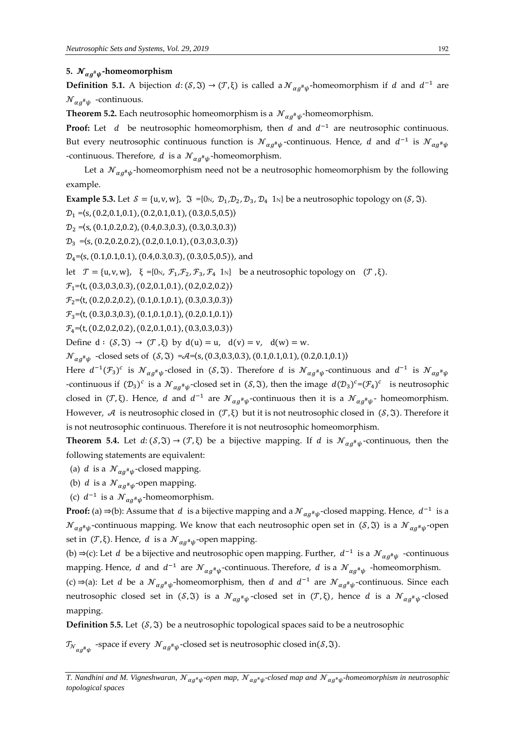## 5. $\mathcal{N}_{\alpha g^{\#}\psi}$-homeomorphism

**Definition 5.1.** A bijection $d: (\mathcal{S}, \mathfrak{I}) \to (\mathcal{T}, \xi)$ is called a $\mathcal{N}_{\alpha g^{\#}\psi}$-homeomorphism if $d$ and $d^{-1}$ are $\mathcal{N}_{\alpha g^{\#}\psi}$ -continuous.

**Theorem 5.2.** Each neutrosophic homeomorphism is a $\mathcal{N}_{\alpha g^{\#}\psi}$-homeomorphism.

**Proof:** Let $d$ be neutrosophic homeomorphism, then $d$ and $d^{-1}$ are neutrosophic continuous. But every neutrosophic continuous function is $\mathcal{N}_{\alpha g^{\#}\psi}$-continuous. Hence, $d$ and $d^{-1}$ is $\mathcal{N}_{\alpha g^{\#}\psi}$ -continuous. Therefore, $d$ is a $\mathcal{N}_{\alpha g^{\#}\psi}$-homeomorphism.

Let a $\mathcal{N}_{\alpha g^{\#}\psi}$-homeomorphism need not be a neutrosophic homeomorphism by the following example.

**Example 5.3.** Let $\mathcal{S} = \{u, v, w\}$, $\mathfrak{I} = \{0_N, \mathcal{D}_1, \mathcal{D}_2, \mathcal{D}_3, \mathcal{D}_4\ 1_N\}$ be a neutrosophic topology on $(\mathcal{S}, \mathfrak{I})$.

$\mathcal{D}_1 = \langle s, (0.2,0.1,0.1), (0.2,0.1,0.1), (0.3,0.5,0.5)\rangle$

$\mathcal{D}_2 = \langle s, (0.1,0.2,0.2), (0.4,0.3,0.3), (0.3,0.3,0.3)\rangle$

$\mathcal{D}_3 = \langle s, (0.2,0.2,0.2), (0.2,0.1,0.1), (0.3,0.3,0.3)\rangle$

$\mathcal{D}_4 = \langle s, (0.1,0.1,0.1), (0.4,0.3,0.3), (0.3,0.5,0.5)\rangle$, and

let $\mathcal{T} = \{u, v, w\}$, $\xi = \{0_N, \mathcal{F}_1, \mathcal{F}_2, \mathcal{F}_3, \mathcal{F}_4\ 1_N\}$ be a neutrosophic topology on $(\mathcal{T}, \xi)$.

$\mathcal{F}_1 = \langle t, (0.3,0.3,0.3), (0.2,0.1,0.1), (0.2,0.2,0.2)\rangle$

$\mathcal{F}_2 = \langle t, (0.2,0.2,0.2), (0.1,0.1,0.1), (0.3,0.3,0.3)\rangle$

$\mathcal{F}_3 = \langle t, (0.3,0.3,0.3), (0.1,0.1,0.1), (0.2,0.1,0.1)\rangle$

$\mathcal{F}_4 = \langle t, (0.2,0.2,0.2), (0.2,0.1,0.1), (0.3,0.3,0.3)\rangle$

Define $d : (\mathcal{S}, \mathfrak{I}) \to (\mathcal{T}, \xi)$ by $d(u) = u$, $d(v) = v$, $d(w) = w$.

$\mathcal{N}_{\alpha g^{\#}\psi}$ -closed sets of $(\mathcal{S}, \mathfrak{I}) = \mathcal{A} = \langle s, (0.3,0.3,0.3), (0.1,0.1,0.1), (0.2,0.1,0.1)\rangle$

Here $d^{-1}(\mathcal{F}_3)^c$ is $\mathcal{N}_{\alpha g^{\#}\psi}$-closed in $(\mathcal{S}, \mathfrak{I})$. Therefore $d$ is $\mathcal{N}_{\alpha g^{\#}\psi}$-continuous and $d^{-1}$ is $\mathcal{N}_{\alpha g^{\#}\psi}$ -continuous if $(\mathcal{D}_3)^c$ is a $\mathcal{N}_{\alpha g^{\#}\psi}$-closed set in $(\mathcal{S}, \mathfrak{I})$, then the image $d(\mathcal{D}_3)^c = (\mathcal{F}_4)^c$ is neutrosophic closed in $(\mathcal{T}, \xi)$. Hence, $d$ and $d^{-1}$ are $\mathcal{N}_{\alpha g^{\#}\psi}$-continuous then it is a $\mathcal{N}_{\alpha g^{\#}\psi}$- homeomorphism. However, $\mathcal{A}$ is neutrosophic closed in $(\mathcal{T}, \xi)$ but it is not neutrosophic closed in $(\mathcal{S}, \mathfrak{I})$. Therefore it is not neutrosophic continuous. Therefore it is not neutrosophic homeomorphism.

**Theorem 5.4.** Let $d: (\mathcal{S}, \mathfrak{I}) \to (\mathcal{T}, \xi)$ be a bijective mapping. If $d$ is $\mathcal{N}_{\alpha g^{\#}\psi}$-continuous, then the following statements are equivalent:

(a) $d$ is a $\mathcal{N}_{\alpha g^{\#}\psi}$-closed mapping.

(b) $d$ is a $\mathcal{N}_{\alpha g^{\#}\psi}$-open mapping.

(c) $d^{-1}$ is a $\mathcal{N}_{\alpha g^{\#}\psi}$-homeomorphism.

**Proof:** (a) ⇒(b): Assume that $d$ is a bijective mapping and a $\mathcal{N}_{\alpha g^{\#}\psi}$-closed mapping. Hence, $d^{-1}$ is a $\mathcal{N}_{\alpha g^{\#}\psi}$-continuous mapping. We know that each neutrosophic open set in $(\mathcal{S}, \mathfrak{I})$ is a $\mathcal{N}_{\alpha g^{\#}\psi}$-open set in $(\mathcal{T}, \xi)$. Hence, $d$ is a $\mathcal{N}_{\alpha g^{\#}\psi}$-open mapping.

(b) ⇒(c): Let $d$ be a bijective and neutrosophic open mapping. Further, $d^{-1}$ is a $\mathcal{N}_{\alpha g^{\#}\psi}$ -continuous mapping. Hence, $d$ and $d^{-1}$ are $\mathcal{N}_{\alpha g^{\#}\psi}$-continuous. Therefore, $d$ is a $\mathcal{N}_{\alpha g^{\#}\psi}$ -homeomorphism.

(c) ⇒(a): Let $d$ be a $\mathcal{N}_{\alpha g^{\#}\psi}$-homeomorphism, then $d$ and $d^{-1}$ are $\mathcal{N}_{\alpha g^{\#}\psi}$-continuous. Since each neutrosophic closed set in $(\mathcal{S}, \mathfrak{I})$ is a $\mathcal{N}_{\alpha g^{\#}\psi}$-closed set in $(\mathcal{T}, \xi)$, hence $d$ is a $\mathcal{N}_{\alpha g^{\#}\psi}$-closed mapping.

**Definition 5.5.** Let $(\mathcal{S}, \mathfrak{I})$ be a neutrosophic topological spaces said to be a neutrosophic

$\mathcal{T}_{\mathcal{N}_{\alpha g^{\#}\psi}}$ -space if every $\mathcal{N}_{\alpha g^{\#}\psi}$-closed set is neutrosophic closed in $(\mathcal{S}, \mathfrak{I})$.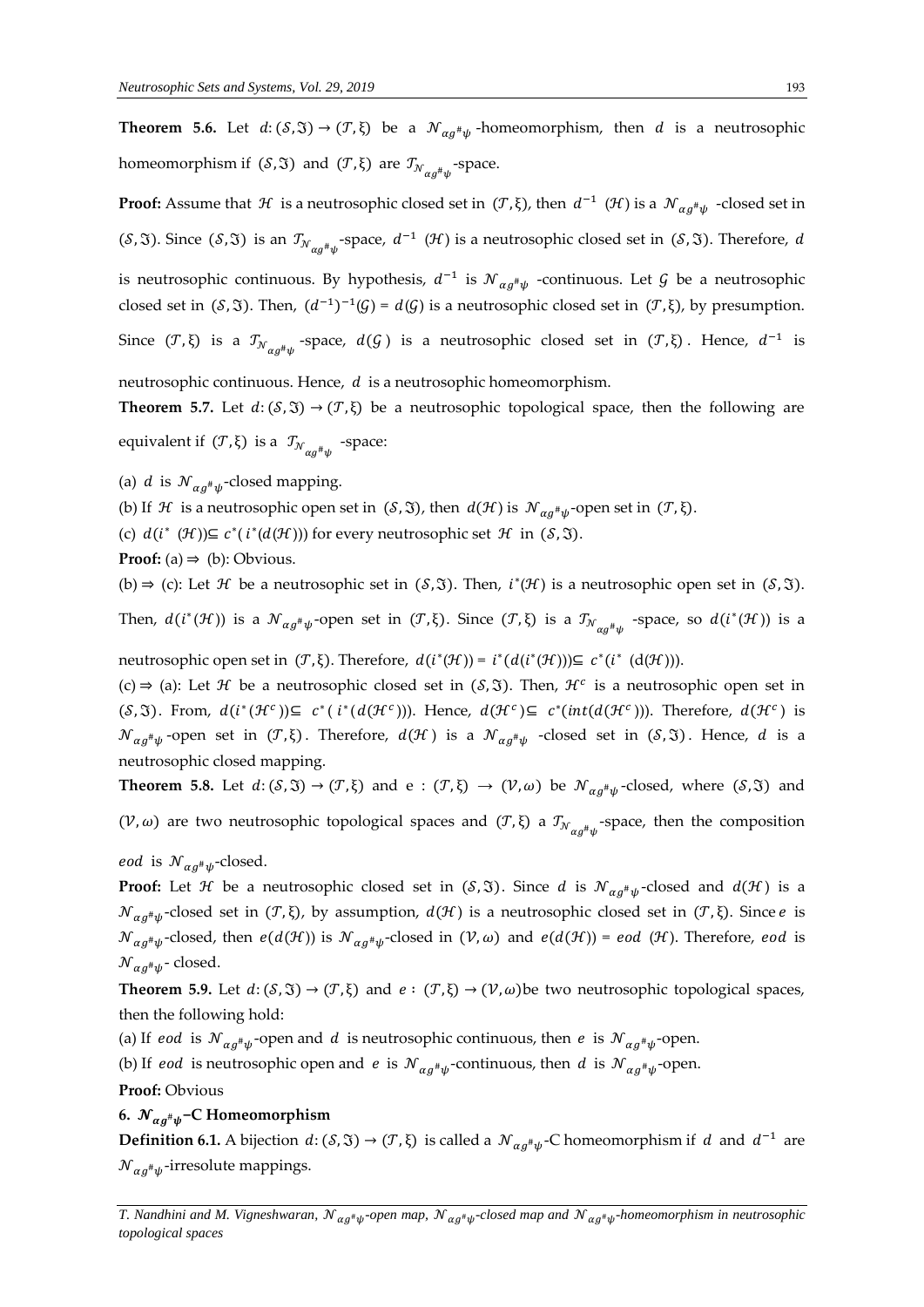**Theorem 5.6.** Let $d:(\mathcal{S},\mathfrak{J}) \to (\mathcal{T},\xi)$ be a $\mathcal{N}_{\alpha g^{\#}\psi}$-homeomorphism, then $d$ is a neutrosophic homeomorphism if $(\mathcal{S},\mathfrak{J})$ and $(\mathcal{T},\xi)$ are $\mathcal{T}_{\mathcal{N}_{\alpha g^{\#}\psi}}$-space.

**Proof:** Assume that $\mathcal{H}$ is a neutrosophic closed set in $(\mathcal{T},\xi)$, then $d^{-1}$ $(\mathcal{H})$ is a $\mathcal{N}_{\alpha g^{\#}\psi}$ -closed set in $(\mathcal{S},\mathfrak{J})$. Since $(\mathcal{S},\mathfrak{J})$ is an $\mathcal{T}_{\mathcal{N}_{\alpha g^{\#}\psi}}$-space, $d^{-1}$ $(\mathcal{H})$ is a neutrosophic closed set in $(\mathcal{S},\mathfrak{J})$. Therefore, $d$ is neutrosophic continuous. By hypothesis, $d^{-1}$ is $\mathcal{N}_{\alpha g^{\#}\psi}$ -continuous. Let $\mathcal{G}$ be a neutrosophic closed set in $(\mathcal{S},\mathfrak{J})$. Then, $(d^{-1})^{-1}(\mathcal{G}) = d(\mathcal{G})$ is a neutrosophic closed set in $(\mathcal{T},\xi)$, by presumption. Since $(\mathcal{T},\xi)$ is a $\mathcal{T}_{\mathcal{N}_{\alpha g^{\#}\psi}}$ -space, $d(\mathcal{G})$ is a neutrosophic closed set in $(\mathcal{T},\xi)$. Hence, $d^{-1}$ is neutrosophic continuous. Hence, $d$ is a neutrosophic homeomorphism.

**Theorem 5.7.** Let $d:(\mathcal{S},\mathfrak{J}) \to (\mathcal{T},\xi)$ be a neutrosophic topological space, then the following are equivalent if $(\mathcal{T},\xi)$ is a $\mathcal{T}_{\mathcal{N}_{\alpha g^{\#}\psi}}$ -space:

(a) $d$ is $\mathcal{N}_{\alpha g^{\#}\psi}$-closed mapping.

(b) If $\mathcal{H}$ is a neutrosophic open set in $(\mathcal{S},\mathfrak{J})$, then $d(\mathcal{H})$ is $\mathcal{N}_{\alpha g^{\#}\psi}$-open set in $(\mathcal{T},\xi)$.

(c) $d(i^{*}\ (\mathcal{H})) \subseteq c^{*}(\ i^{*}(d(\mathcal{H})))$ for every neutrosophic set $\mathcal{H}$ in $(\mathcal{S},\mathfrak{J})$.

**Proof:** (a) $\Rightarrow$ (b): Obvious.

(b) $\Rightarrow$ (c): Let $\mathcal{H}$ be a neutrosophic set in $(\mathcal{S},\mathfrak{J})$. Then, $i^{*}(\mathcal{H})$ is a neutrosophic open set in $(\mathcal{S},\mathfrak{J})$. Then, $d(i^{*}(\mathcal{H}))$ is a $\mathcal{N}_{\alpha g^{\#}\psi}$-open set in $(\mathcal{T},\xi)$. Since $(\mathcal{T},\xi)$ is a $\mathcal{T}_{\mathcal{N}_{\alpha g^{\#}\psi}}$ -space, so $d(i^{*}(\mathcal{H}))$ is a neutrosophic open set in $(\mathcal{T},\xi)$. Therefore, $d(i^{*}(\mathcal{H})) = i^{*}(d(i^{*}(\mathcal{H}))) \subseteq c^{*}(i^{*}\ (\mathrm{d}(\mathcal{H})))$.

(c) $\Rightarrow$ (a): Let $\mathcal{H}$ be a neutrosophic closed set in $(\mathcal{S},\mathfrak{J})$. Then, $\mathcal{H}^{c}$ is a neutrosophic open set in $(\mathcal{S},\mathfrak{J})$. From, $d(i^{*}(\mathcal{H}^{c})) \subseteq\ c^{*}(\ i^{*}(d(\mathcal{H}^{c})))$. Hence, $d(\mathcal{H}^{c}) \subseteq\ c^{*}(int(d(\mathcal{H}^{c})))$. Therefore, $d(\mathcal{H}^{c})$ is $\mathcal{N}_{\alpha g^{\#}\psi}$-open set in $(\mathcal{T},\xi)$. Therefore, $d(\mathcal{H})$ is a $\mathcal{N}_{\alpha g^{\#}\psi}$ -closed set in $(\mathcal{S},\mathfrak{J})$. Hence, $d$ is a neutrosophic closed mapping.

**Theorem 5.8.** Let $d:(\mathcal{S},\mathfrak{J}) \to (\mathcal{T},\xi)$ and $e:(\mathcal{T},\xi) \to (\mathcal{V},\omega)$ be $\mathcal{N}_{\alpha g^{\#}\psi}$-closed, where $(\mathcal{S},\mathfrak{J})$ and $(\mathcal{V},\omega)$ are two neutrosophic topological spaces and $(\mathcal{T},\xi)$ a $\mathcal{T}_{\mathcal{N}_{\alpha g^{\#}\psi}}$-space, then the composition $eod$ is $\mathcal{N}_{\alpha g^{\#}\psi}$-closed.

**Proof:** Let $\mathcal{H}$ be a neutrosophic closed set in $(\mathcal{S},\mathfrak{J})$. Since $d$ is $\mathcal{N}_{\alpha g^{\#}\psi}$-closed and $d(\mathcal{H})$ is a $\mathcal{N}_{\alpha g^{\#}\psi}$-closed set in $(\mathcal{T},\xi)$, by assumption, $d(\mathcal{H})$ is a neutrosophic closed set in $(\mathcal{T},\xi)$. Since $e$ is $\mathcal{N}_{\alpha g^{\#}\psi}$-closed, then $e(d(\mathcal{H}))$ is $\mathcal{N}_{\alpha g^{\#}\psi}$-closed in $(\mathcal{V},\omega)$ and $e(d(\mathcal{H})) = eod\ (\mathcal{H})$. Therefore, $eod$ is $\mathcal{N}_{\alpha g^{\#}\psi}$- closed.

**Theorem 5.9.** Let $d:(\mathcal{S},\mathfrak{J}) \to (\mathcal{T},\xi)$ and $e:(\mathcal{T},\xi) \to (\mathcal{V},\omega)$be two neutrosophic topological spaces, then the following hold:

(a) If $eod$ is $\mathcal{N}_{\alpha g^{\#}\psi}$-open and $d$ is neutrosophic continuous, then $e$ is $\mathcal{N}_{\alpha g^{\#}\psi}$-open.

(b) If $eod$ is neutrosophic open and $e$ is $\mathcal{N}_{\alpha g^{\#}\psi}$-continuous, then $d$ is $\mathcal{N}_{\alpha g^{\#}\psi}$-open.

**Proof:** Obvious

## 6. $\mathcal{N}_{\alpha g^{\#}\psi}$−C Homeomorphism

**Definition 6.1.** A bijection $d:(\mathcal{S},\mathfrak{J}) \to (\mathcal{T},\xi)$ is called a $\mathcal{N}_{\alpha g^{\#}\psi}$-C homeomorphism if $d$ and $d^{-1}$ are $\mathcal{N}_{\alpha g^{\#}\psi}$-irresolute mappings.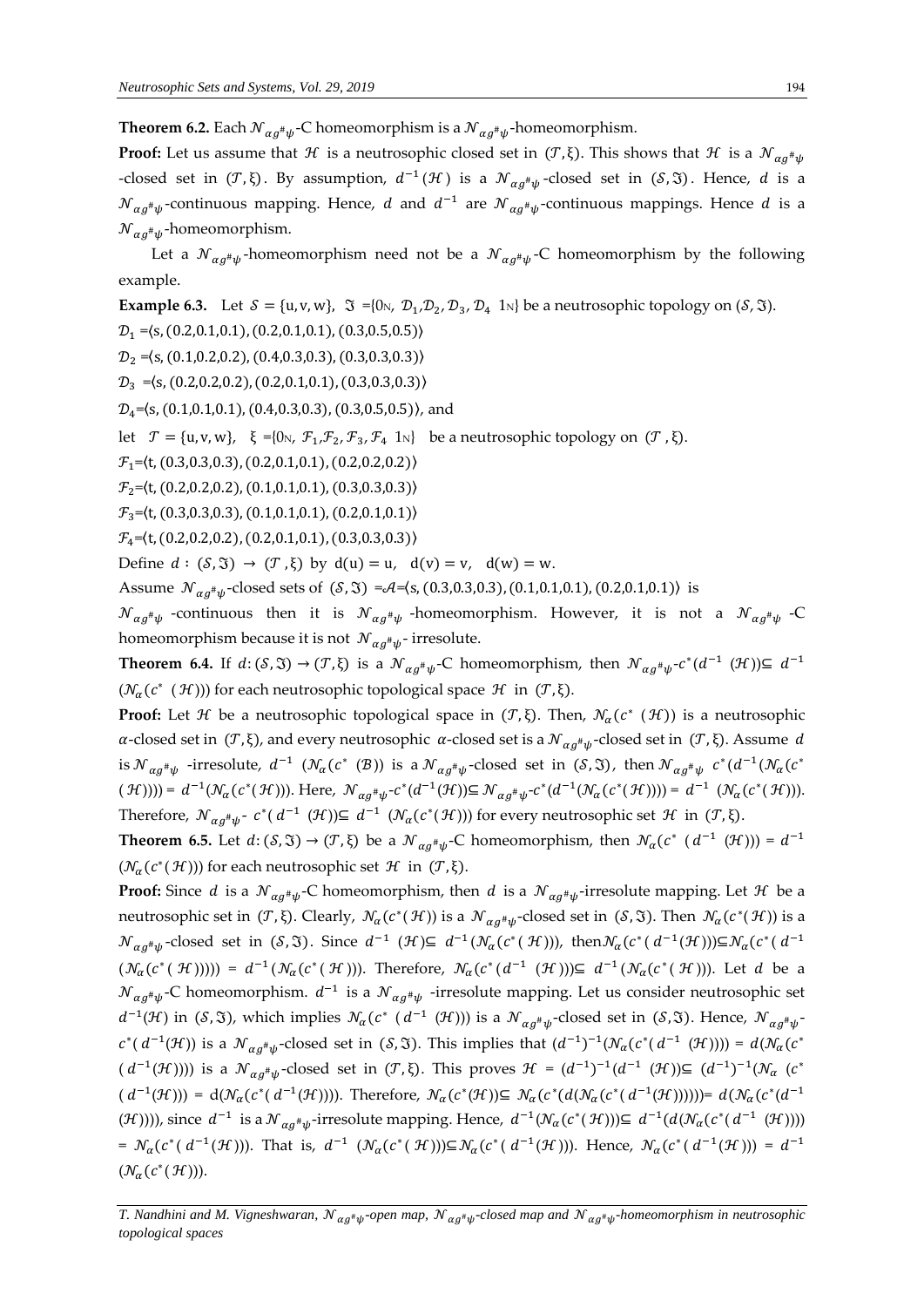**Theorem 6.2.** Each $\mathcal{N}_{\alpha g^{\#}\psi}$-C homeomorphism is a $\mathcal{N}_{\alpha g^{\#}\psi}$-homeomorphism.

**Proof:** Let us assume that $\mathcal{H}$ is a neutrosophic closed set in $(\mathcal{T},\xi)$. This shows that $\mathcal{H}$ is a $\mathcal{N}_{\alpha g^{\#}\psi}$-closed set in $(\mathcal{T},\xi)$. By assumption, $d^{-1}(\mathcal{H})$ is a $\mathcal{N}_{\alpha g^{\#}\psi}$-closed set in $(\mathcal{S},\mathfrak{I})$. Hence, $d$ is a $\mathcal{N}_{\alpha g^{\#}\psi}$-continuous mapping. Hence, $d$ and $d^{-1}$ are $\mathcal{N}_{\alpha g^{\#}\psi}$-continuous mappings. Hence $d$ is a $\mathcal{N}_{\alpha g^{\#}\psi}$-homeomorphism.

Let a $\mathcal{N}_{\alpha g^{\#}\psi}$-homeomorphism need not be a $\mathcal{N}_{\alpha g^{\#}\psi}$-C homeomorphism by the following example.

**Example 6.3.** Let $\mathcal{S} = \{u, v, w\}$, $\mathfrak{I} = \{0_N, \mathcal{D}_1, \mathcal{D}_2, \mathcal{D}_3, \mathcal{D}_4\ 1_N\}$ be a neutrosophic topology on $(\mathcal{S},\mathfrak{I})$.

$\mathcal{D}_1 = \langle s, (0.2,0.1,0.1), (0.2,0.1,0.1), (0.3,0.5,0.5)\rangle$

$\mathcal{D}_2 = \langle s, (0.1,0.2,0.2), (0.4,0.3,0.3), (0.3,0.3,0.3)\rangle$

$\mathcal{D}_3 = \langle s, (0.2,0.2,0.2), (0.2,0.1,0.1), (0.3,0.3,0.3)\rangle$

$\mathcal{D}_4 = \langle s, (0.1,0.1,0.1), (0.4,0.3,0.3), (0.3,0.5,0.5)\rangle$, and

let $\mathcal{T} = \{u, v, w\}$, $\xi = \{0_N, \mathcal{F}_1, \mathcal{F}_2, \mathcal{F}_3, \mathcal{F}_4\ 1_N\}$ be a neutrosophic topology on $(\mathcal{T},\xi)$.

$\mathcal{F}_1 = \langle t, (0.3,0.3,0.3), (0.2,0.1,0.1), (0.2,0.2,0.2)\rangle$

$\mathcal{F}_2 = \langle t, (0.2,0.2,0.2), (0.1,0.1,0.1), (0.3,0.3,0.3)\rangle$

$\mathcal{F}_3 = \langle t, (0.3,0.3,0.3), (0.1,0.1,0.1), (0.2,0.1,0.1)\rangle$

$\mathcal{F}_4 = \langle t, (0.2,0.2,0.2), (0.2,0.1,0.1), (0.3,0.3,0.3)\rangle$

Define $d : (\mathcal{S},\mathfrak{I}) \to (\mathcal{T},\xi)$ by $d(u) = u$, $d(v) = v$, $d(w) = w$.

Assume $\mathcal{N}_{\alpha g^{\#}\psi}$-closed sets of $(\mathcal{S},\mathfrak{I}) = \mathcal{A} = \langle s, (0.3,0.3,0.3), (0.1,0.1,0.1), (0.2,0.1,0.1)\rangle$ is $\mathcal{N}_{\alpha g^{\#}\psi}$-continuous then it is $\mathcal{N}_{\alpha g^{\#}\psi}$-homeomorphism. However, it is not a $\mathcal{N}_{\alpha g^{\#}\psi}$-C homeomorphism because it is not $\mathcal{N}_{\alpha g^{\#}\psi}$- irresolute.

**Theorem 6.4.** If $d: (\mathcal{S},\mathfrak{I}) \to (\mathcal{T},\xi)$ is a $\mathcal{N}_{\alpha g^{\#}\psi}$-C homeomorphism, then $\mathcal{N}_{\alpha g^{\#}\psi}\text{-}c^*(d^{-1}(\mathcal{H})) \subseteq d^{-1}(\mathcal{N}_\alpha(c^*(\mathcal{H})))$ for each neutrosophic topological space $\mathcal{H}$ in $(\mathcal{T},\xi)$.

**Proof:** Let $\mathcal{H}$ be a neutrosophic topological space in $(\mathcal{T},\xi)$. Then, $\mathcal{N}_\alpha(c^*(\mathcal{H}))$ is a neutrosophic $\alpha$-closed set in $(\mathcal{T},\xi)$, and every neutrosophic $\alpha$-closed set is a $\mathcal{N}_{\alpha g^{\#}\psi}$-closed set in $(\mathcal{T},\xi)$. Assume $d$ is $\mathcal{N}_{\alpha g^{\#}\psi}$ -irresolute, $d^{-1}(\mathcal{N}_\alpha(c^*(\mathcal{B}))$ is a $\mathcal{N}_{\alpha g^{\#}\psi}$-closed set in $(\mathcal{S},\mathfrak{I})$, then $\mathcal{N}_{\alpha g^{\#}\psi}\ c^*(d^{-1}(\mathcal{N}_\alpha(c^*(\mathcal{H})))) = d^{-1}(\mathcal{N}_\alpha(c^*(\mathcal{H})))$. Here, $\mathcal{N}_{\alpha g^{\#}\psi}\text{-}c^*(d^{-1}(\mathcal{H})) \subseteq \mathcal{N}_{\alpha g^{\#}\psi}\text{-}c^*(d^{-1}(\mathcal{N}_\alpha(c^*(\mathcal{H})))) = d^{-1}(\mathcal{N}_\alpha(c^*(\mathcal{H})))$. Therefore, $\mathcal{N}_{\alpha g^{\#}\psi}\text{-}\ c^*(d^{-1}(\mathcal{H})) \subseteq d^{-1}(\mathcal{N}_\alpha(c^*(\mathcal{H})))$ for every neutrosophic set $\mathcal{H}$ in $(\mathcal{T},\xi)$.

**Theorem 6.5.** Let $d: (\mathcal{S},\mathfrak{I}) \to (\mathcal{T},\xi)$ be a $\mathcal{N}_{\alpha g^{\#}\psi}$-C homeomorphism, then $\mathcal{N}_\alpha(c^*(d^{-1}(\mathcal{H}))) = d^{-1}(\mathcal{N}_\alpha(c^*(\mathcal{H})))$ for each neutrosophic set $\mathcal{H}$ in $(\mathcal{T},\xi)$.

**Proof:** Since $d$ is a $\mathcal{N}_{\alpha g^{\#}\psi}$-C homeomorphism, then $d$ is a $\mathcal{N}_{\alpha g^{\#}\psi}$-irresolute mapping. Let $\mathcal{H}$ be a neutrosophic set in $(\mathcal{T},\xi)$. Clearly, $\mathcal{N}_\alpha(c^*(\mathcal{H}))$ is a $\mathcal{N}_{\alpha g^{\#}\psi}$-closed set in $(\mathcal{S},\mathfrak{I})$. Then $\mathcal{N}_\alpha(c^*(\mathcal{H}))$ is a $\mathcal{N}_{\alpha g^{\#}\psi}$-closed set in $(\mathcal{S},\mathfrak{I})$. Since $d^{-1}(\mathcal{H}) \subseteq d^{-1}(\mathcal{N}_\alpha(c^*(\mathcal{H})))$, then $\mathcal{N}_\alpha(c^*(d^{-1}(\mathcal{H}))) \subseteq \mathcal{N}_\alpha(c^*(d^{-1}(\mathcal{N}_\alpha(c^*(\mathcal{H}))))) = d^{-1}(\mathcal{N}_\alpha(c^*(\mathcal{H})))$. Therefore, $\mathcal{N}_\alpha(c^*(d^{-1}(\mathcal{H}))) \subseteq d^{-1}(\mathcal{N}_\alpha(c^*(\mathcal{H})))$. Let $d$ be a $\mathcal{N}_{\alpha g^{\#}\psi}$-C homeomorphism. $d^{-1}$ is a $\mathcal{N}_{\alpha g^{\#}\psi}$ -irresolute mapping. Let us consider neutrosophic set $d^{-1}(\mathcal{H})$ in $(\mathcal{S},\mathfrak{I})$, which implies $\mathcal{N}_\alpha(c^*(d^{-1}(\mathcal{H})))$ is a $\mathcal{N}_{\alpha g^{\#}\psi}$-closed set in $(\mathcal{S},\mathfrak{I})$. Hence, $\mathcal{N}_{\alpha g^{\#}\psi}\text{-}c^*(d^{-1}(\mathcal{H}))$ is a $\mathcal{N}_{\alpha g^{\#}\psi}$-closed set in $(\mathcal{S},\mathfrak{I})$. This implies that $(d^{-1})^{-1}(\mathcal{N}_\alpha(c^*(d^{-1}(\mathcal{H})))) = d(\mathcal{N}_\alpha(c^*(d^{-1}(\mathcal{H}))))$ is a $\mathcal{N}_{\alpha g^{\#}\psi}$-closed set in $(\mathcal{T},\xi)$. This proves $\mathcal{H} = (d^{-1})^{-1}(d^{-1}(\mathcal{H})) \subseteq (d^{-1})^{-1}(\mathcal{N}_\alpha(c^*(d^{-1}(\mathcal{H})))) = d(\mathcal{N}_\alpha(c^*(d^{-1}(\mathcal{H}))))$. Therefore, $\mathcal{N}_\alpha(c^*(\mathcal{H})) \subseteq \mathcal{N}_\alpha(c^*(d(\mathcal{N}_\alpha(c^*(d^{-1}(\mathcal{H})))))) = d(\mathcal{N}_\alpha(c^*(d^{-1}(\mathcal{H}))))$, since $d^{-1}$ is a $\mathcal{N}_{\alpha g^{\#}\psi}$-irresolute mapping. Hence, $d^{-1}(\mathcal{N}_\alpha(c^*(\mathcal{H}))) \subseteq d^{-1}(d(\mathcal{N}_\alpha(c^*(d^{-1}(\mathcal{H})))))$ $= \mathcal{N}_\alpha(c^*(d^{-1}(\mathcal{H})))$. That is, $d^{-1}(\mathcal{N}_\alpha(c^*(\mathcal{H}))) \subseteq \mathcal{N}_\alpha(c^*(d^{-1}(\mathcal{H})))$. Hence, $\mathcal{N}_\alpha(c^*(d^{-1}(\mathcal{H}))) = d^{-1}(\mathcal{N}_\alpha(c^*(\mathcal{H})))$.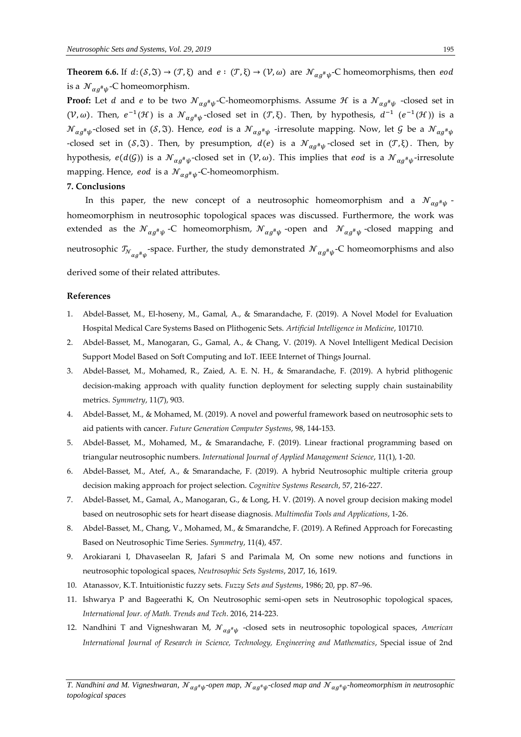**Theorem 6.6.** If $d: (\mathcal{S}, \Im) \rightarrow (\mathcal{T}, \xi)$ and $e : (\mathcal{T}, \xi) \rightarrow (\mathcal{V}, \omega)$ are $\mathcal{N}_{\alpha g^{\#}\psi}$-C homeomorphisms, then $eod$ is a $\mathcal{N}_{\alpha g^{\#}\psi}$-C homeomorphism.

**Proof:** Let $d$ and $e$ to be two $\mathcal{N}_{\alpha g^{\#}\psi}$-C-homeomorphisms. Assume $\mathcal{H}$ is a $\mathcal{N}_{\alpha g^{\#}\psi}$ -closed set in $(\mathcal{V}, \omega)$. Then, $e^{-1}(\mathcal{H})$ is a $\mathcal{N}_{\alpha g^{\#}\psi}$-closed set in $(\mathcal{T}, \xi)$. Then, by hypothesis, $d^{-1}$ $(e^{-1}(\mathcal{H}))$ is a $\mathcal{N}_{\alpha g^{\#}\psi}$-closed set in $(\mathcal{S}, \Im)$. Hence, $eod$ is a $\mathcal{N}_{\alpha g^{\#}\psi}$ -irresolute mapping. Now, let $\mathcal{G}$ be a $\mathcal{N}_{\alpha g^{\#}\psi}$ -closed set in $(\mathcal{S}, \Im)$. Then, by presumption, $d(e)$ is a $\mathcal{N}_{\alpha g^{\#}\psi}$-closed set in $(\mathcal{T}, \xi)$. Then, by hypothesis, $e(d(\mathcal{G}))$ is a $\mathcal{N}_{\alpha g^{\#}\psi}$-closed set in $(\mathcal{V}, \omega)$. This implies that $eod$ is a $\mathcal{N}_{\alpha g^{\#}\psi}$-irresolute mapping. Hence, $eod$ is a $\mathcal{N}_{\alpha g^{\#}\psi}$-C-homeomorphism.

## 7. Conclusions

In this paper, the new concept of a neutrosophic homeomorphism and a $\mathcal{N}_{\alpha g^{\#}\psi}$ -homeomorphism in neutrosophic topological spaces was discussed. Furthermore, the work was extended as the $\mathcal{N}_{\alpha g^{\#}\psi}$ -C homeomorphism, $\mathcal{N}_{\alpha g^{\#}\psi}$ -open and $\mathcal{N}_{\alpha g^{\#}\psi}$ -closed mapping and neutrosophic $\mathcal{T}_{\mathcal{N}_{\alpha g^{\#}\psi}}$-space. Further, the study demonstrated $\mathcal{N}_{\alpha g^{\#}\psi}$-C homeomorphisms and also derived some of their related attributes.

## References

1. Abdel-Basset, M., El-hoseny, M., Gamal, A., & Smarandache, F. (2019). A Novel Model for Evaluation Hospital Medical Care Systems Based on Plithogenic Sets. *Artificial Intelligence in Medicine*, 101710.
2. Abdel-Basset, M., Manogaran, G., Gamal, A., & Chang, V. (2019). A Novel Intelligent Medical Decision Support Model Based on Soft Computing and IoT. IEEE Internet of Things Journal.
3. Abdel-Basset, M., Mohamed, R., Zaied, A. E. N. H., & Smarandache, F. (2019). A hybrid plithogenic decision-making approach with quality function deployment for selecting supply chain sustainability metrics. *Symmetry*, 11(7), 903.
4. Abdel-Basset, M., & Mohamed, M. (2019). A novel and powerful framework based on neutrosophic sets to aid patients with cancer. *Future Generation Computer Systems*, 98, 144-153.
5. Abdel-Basset, M., Mohamed, M., & Smarandache, F. (2019). Linear fractional programming based on triangular neutrosophic numbers. *International Journal of Applied Management Science*, 11(1), 1-20.
6. Abdel-Basset, M., Atef, A., & Smarandache, F. (2019). A hybrid Neutrosophic multiple criteria group decision making approach for project selection. *Cognitive Systems Research*, 57, 216-227.
7. Abdel-Basset, M., Gamal, A., Manogaran, G., & Long, H. V. (2019). A novel group decision making model based on neutrosophic sets for heart disease diagnosis. *Multimedia Tools and Applications*, 1-26.
8. Abdel-Basset, M., Chang, V., Mohamed, M., & Smarandche, F. (2019). A Refined Approach for Forecasting Based on Neutrosophic Time Series. *Symmetry*, 11(4), 457.
9. Arokiarani I, Dhavaseelan R, Jafari S and Parimala M, On some new notions and functions in neutrosophic topological spaces, *Neutrosophic Sets Systems*, 2017, 16, 1619.
10. Atanassov, K.T. Intuitionistic fuzzy sets. *Fuzzy Sets and Systems*, 1986; 20, pp. 87–96.
11. Ishwarya P and Bageerathi K, On Neutrosophic semi-open sets in Neutrosophic topological spaces, *International Jour. of Math. Trends and Tech*. 2016, 214-223.
12. Nandhini T and Vigneshwaran M, $\mathcal{N}_{\alpha g^{\#}\psi}$ -closed sets in neutrosophic topological spaces, *American International Journal of Research in Science, Technology, Engineering and Mathematics*, Special issue of 2nd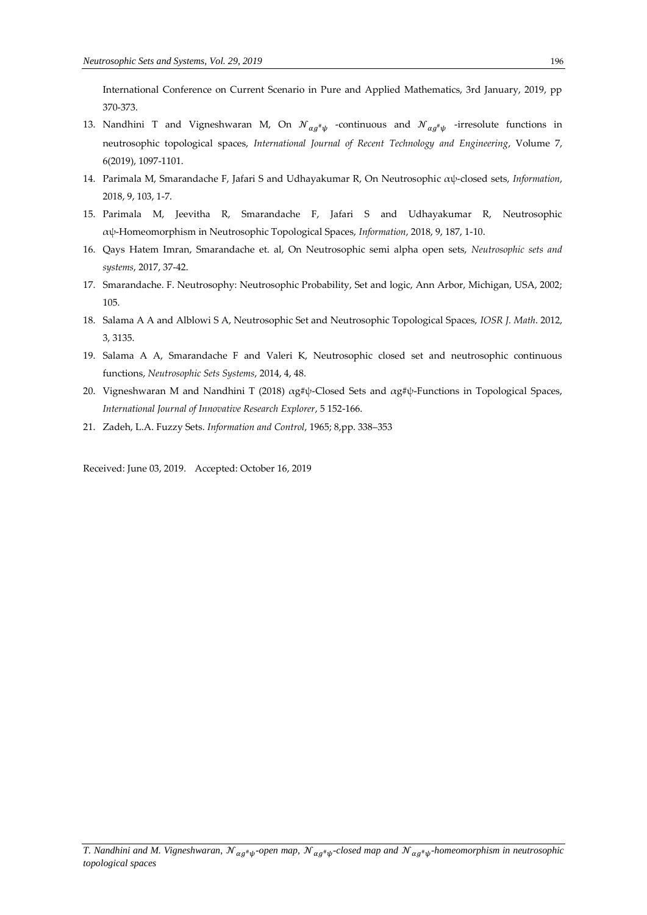International Conference on Current Scenario in Pure and Applied Mathematics, 3rd January, 2019, pp 370-373.

13. Nandhini T and Vigneshwaran M, On $\mathcal{N}_{\alpha g^{\#}\psi}$ -continuous and $\mathcal{N}_{\alpha g^{\#}\psi}$ -irresolute functions in neutrosophic topological spaces, *International Journal of Recent Technology and Engineering*, Volume 7, 6(2019), 1097-1101.
14. Parimala M, Smarandache F, Jafari S and Udhayakumar R, On Neutrosophic αψ-closed sets, *Information*, 2018, 9, 103, 1-7.
15. Parimala M, Jeevitha R, Smarandache F, Jafari S and Udhayakumar R, Neutrosophic αψ-Homeomorphism in Neutrosophic Topological Spaces, *Information*, 2018, 9, 187, 1-10.
16. Qays Hatem Imran, Smarandache et. al, On Neutrosophic semi alpha open sets, *Neutrosophic sets and systems*, 2017, 37-42.
17. Smarandache. F. Neutrosophy: Neutrosophic Probability, Set and logic, Ann Arbor, Michigan, USA, 2002; 105.
18. Salama A A and Alblowi S A, Neutrosophic Set and Neutrosophic Topological Spaces, *IOSR J. Math*. 2012, 3, 3135.
19. Salama A A, Smarandache F and Valeri K, Neutrosophic closed set and neutrosophic continuous functions, *Neutrosophic Sets Systems*, 2014, 4, 48.
20. Vigneshwaran M and Nandhini T (2018) αg#ψ-Closed Sets and αg#ψ-Functions in Topological Spaces, *International Journal of Innovative Research Explorer*, 5 152-166.
21. Zadeh, L.A. Fuzzy Sets. *Information and Control*, 1965; 8,pp. 338–353

Received: June 03, 2019. Accepted: October 16, 2019